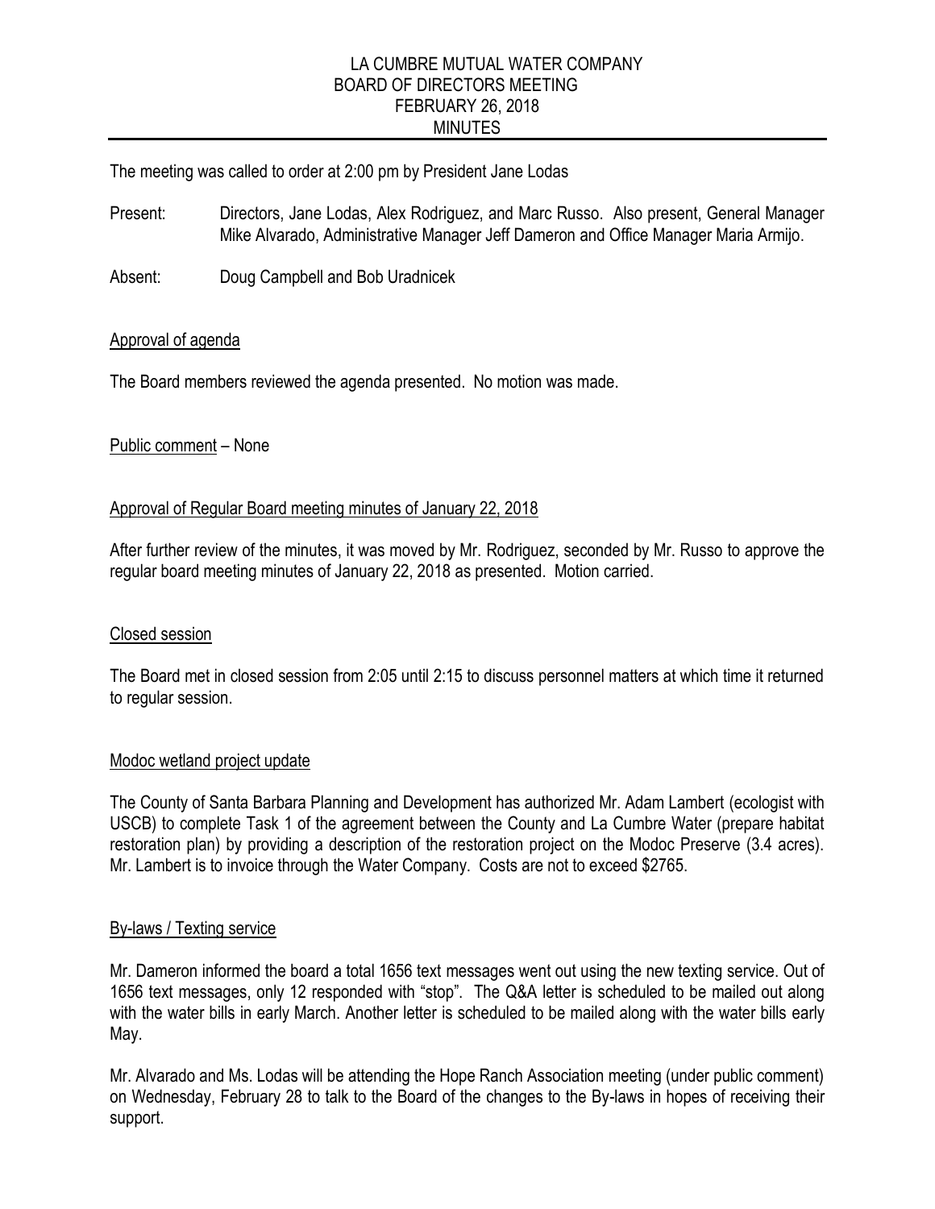# LA CUMBRE MUTUAL WATER COMPANY
## BOARD OF DIRECTORS MEETING
## FEBRUARY 26, 2018
## MINUTES

The meeting was called to order at 2:00 pm by President Jane Lodas

Present: Directors, Jane Lodas, Alex Rodriguez, and Marc Russo. Also present, General Manager Mike Alvarado, Administrative Manager Jeff Dameron and Office Manager Maria Armijo.

Absent: Doug Campbell and Bob Uradnicek

<u>Approval of agenda</u>

The Board members reviewed the agenda presented. No motion was made.

<u>Public comment</u> – None

<u>Approval of Regular Board meeting minutes of January 22, 2018</u>

After further review of the minutes, it was moved by Mr. Rodriguez, seconded by Mr. Russo to approve the regular board meeting minutes of January 22, 2018 as presented. Motion carried.

<u>Closed session</u>

The Board met in closed session from 2:05 until 2:15 to discuss personnel matters at which time it returned to regular session.

<u>Modoc wetland project update</u>

The County of Santa Barbara Planning and Development has authorized Mr. Adam Lambert (ecologist with USCB) to complete Task 1 of the agreement between the County and La Cumbre Water (prepare habitat restoration plan) by providing a description of the restoration project on the Modoc Preserve (3.4 acres). Mr. Lambert is to invoice through the Water Company. Costs are not to exceed $2765.

<u>By-laws / Texting service</u>

Mr. Dameron informed the board a total 1656 text messages went out using the new texting service. Out of 1656 text messages, only 12 responded with "stop". The Q&A letter is scheduled to be mailed out along with the water bills in early March. Another letter is scheduled to be mailed along with the water bills early May.

Mr. Alvarado and Ms. Lodas will be attending the Hope Ranch Association meeting (under public comment) on Wednesday, February 28 to talk to the Board of the changes to the By-laws in hopes of receiving their support.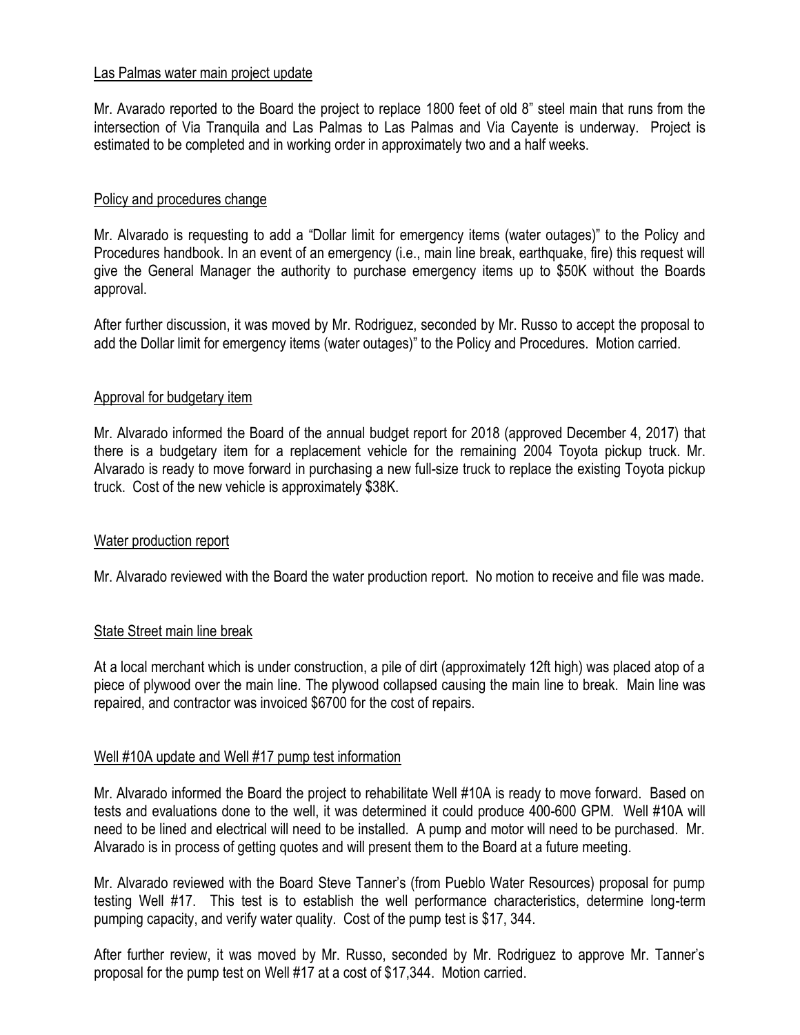## Las Palmas water main project update

Mr. Avarado reported to the Board the project to replace 1800 feet of old 8" steel main that runs from the intersection of Via Tranquila and Las Palmas to Las Palmas and Via Cayente is underway. Project is estimated to be completed and in working order in approximately two and a half weeks.

## Policy and procedures change

Mr. Alvarado is requesting to add a "Dollar limit for emergency items (water outages)" to the Policy and Procedures handbook. In an event of an emergency (i.e., main line break, earthquake, fire) this request will give the General Manager the authority to purchase emergency items up to $50K without the Boards approval.

After further discussion, it was moved by Mr. Rodriguez, seconded by Mr. Russo to accept the proposal to add the Dollar limit for emergency items (water outages)" to the Policy and Procedures. Motion carried.

## Approval for budgetary item

Mr. Alvarado informed the Board of the annual budget report for 2018 (approved December 4, 2017) that there is a budgetary item for a replacement vehicle for the remaining 2004 Toyota pickup truck. Mr. Alvarado is ready to move forward in purchasing a new full-size truck to replace the existing Toyota pickup truck. Cost of the new vehicle is approximately $38K.

## Water production report

Mr. Alvarado reviewed with the Board the water production report. No motion to receive and file was made.

## State Street main line break

At a local merchant which is under construction, a pile of dirt (approximately 12ft high) was placed atop of a piece of plywood over the main line. The plywood collapsed causing the main line to break. Main line was repaired, and contractor was invoiced $6700 for the cost of repairs.

## Well #10A update and Well #17 pump test information

Mr. Alvarado informed the Board the project to rehabilitate Well #10A is ready to move forward. Based on tests and evaluations done to the well, it was determined it could produce 400-600 GPM. Well #10A will need to be lined and electrical will need to be installed. A pump and motor will need to be purchased. Mr. Alvarado is in process of getting quotes and will present them to the Board at a future meeting.

Mr. Alvarado reviewed with the Board Steve Tanner's (from Pueblo Water Resources) proposal for pump testing Well #17. This test is to establish the well performance characteristics, determine long-term pumping capacity, and verify water quality. Cost of the pump test is $17, 344.

After further review, it was moved by Mr. Russo, seconded by Mr. Rodriguez to approve Mr. Tanner's proposal for the pump test on Well #17 at a cost of $17,344. Motion carried.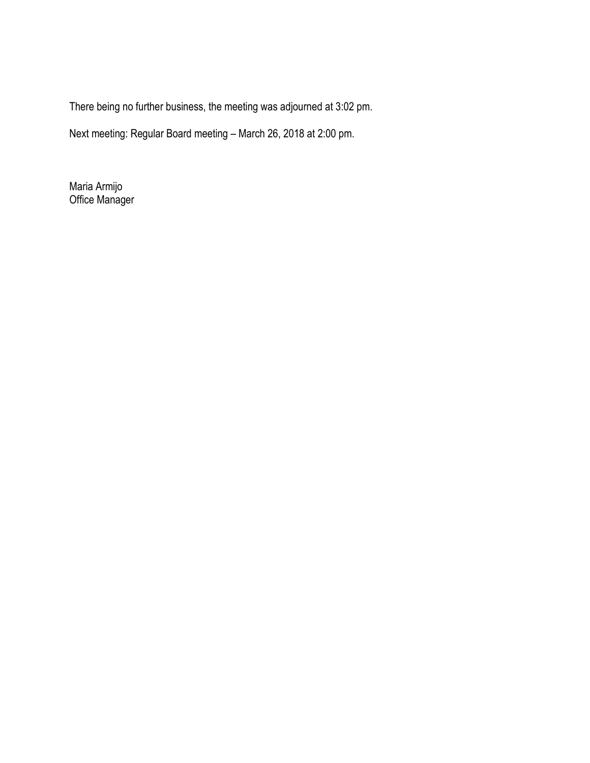There being no further business, the meeting was adjourned at 3:02 pm.

Next meeting: Regular Board meeting – March 26, 2018 at 2:00 pm.

Maria Armijo
Office Manager